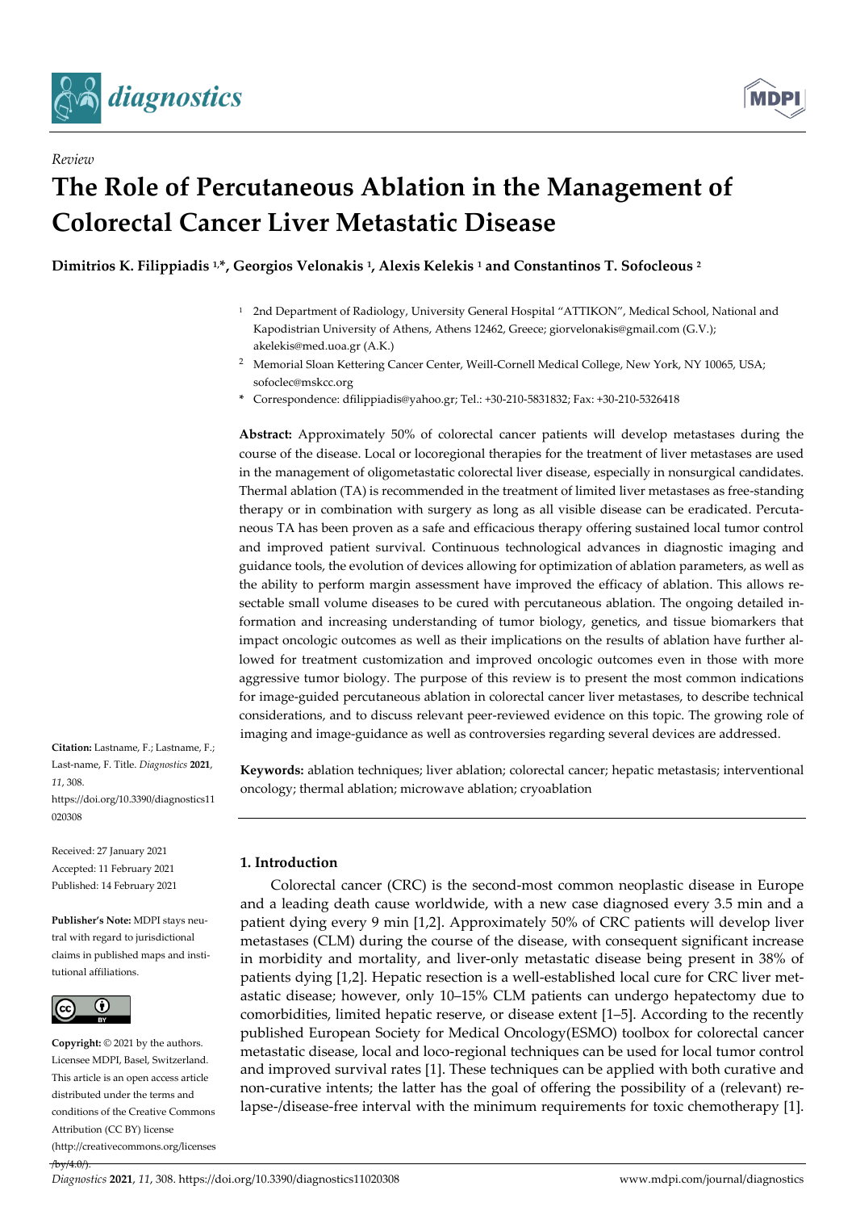*Review*

# The Role of Percutaneous Ablation in the Management of Colorectal Cancer Liver Metastatic Disease

**Dimitrios K. Filippiadis [1,*], Georgios Velonakis [1], Alexis Kelekis [1] and Constantinos T. Sofocleous [2]**

[1] 2nd Department of Radiology, University General Hospital "ATTIKON", Medical School, National and Kapodistrian University of Athens, Athens 12462, Greece; giorvelonakis@gmail.com (G.V.); akelekis@med.uoa.gr (A.K.)

[2] Memorial Sloan Kettering Cancer Center, Weill-Cornell Medical College, New York, NY 10065, USA; sofoclec@mskcc.org

* Correspondence: dfilippiadis@yahoo.gr; Tel.: +30-210-5831832; Fax: +30-210-5326418

**Abstract:** Approximately 50% of colorectal cancer patients will develop metastases during the course of the disease. Local or locoregional therapies for the treatment of liver metastases are used in the management of oligometastatic colorectal liver disease, especially in nonsurgical candidates. Thermal ablation (TA) is recommended in the treatment of limited liver metastases as free-standing therapy or in combination with surgery as long as all visible disease can be eradicated. Percutaneous TA has been proven as a safe and efficacious therapy offering sustained local tumor control and improved patient survival. Continuous technological advances in diagnostic imaging and guidance tools, the evolution of devices allowing for optimization of ablation parameters, as well as the ability to perform margin assessment have improved the efficacy of ablation. This allows resectable small volume diseases to be cured with percutaneous ablation. The ongoing detailed information and increasing understanding of tumor biology, genetics, and tissue biomarkers that impact oncologic outcomes as well as their implications on the results of ablation have further allowed for treatment customization and improved oncologic outcomes even in those with more aggressive tumor biology. The purpose of this review is to present the most common indications for image-guided percutaneous ablation in colorectal cancer liver metastases, to describe technical considerations, and to discuss relevant peer-reviewed evidence on this topic. The growing role of imaging and image-guidance as well as controversies regarding several devices are addressed.

**Keywords:** ablation techniques; liver ablation; colorectal cancer; hepatic metastasis; interventional oncology; thermal ablation; microwave ablation; cryoablation

**Citation:** Lastname, F.; Lastname, F.; Last-name, F. Title. *Diagnostics* **2021**, *11*, 308. https://doi.org/10.3390/diagnostics11020308

Received: 27 January 2021
Accepted: 11 February 2021
Published: 14 February 2021

**Publisher's Note:** MDPI stays neutral with regard to jurisdictional claims in published maps and institutional affiliations.

**Copyright:** © 2021 by the authors. Licensee MDPI, Basel, Switzerland. This article is an open access article distributed under the terms and conditions of the Creative Commons Attribution (CC BY) license (http://creativecommons.org/licenses/by/4.0/).

## 1. Introduction

Colorectal cancer (CRC) is the second-most common neoplastic disease in Europe and a leading death cause worldwide, with a new case diagnosed every 3.5 min and a patient dying every 9 min [1,2]. Approximately 50% of CRC patients will develop liver metastases (CLM) during the course of the disease, with consequent significant increase in morbidity and mortality, and liver-only metastatic disease being present in 38% of patients dying [1,2]. Hepatic resection is a well-established local cure for CRC liver metastatic disease; however, only 10–15% CLM patients can undergo hepatectomy due to comorbidities, limited hepatic reserve, or disease extent [1–5]. According to the recently published European Society for Medical Oncology(ESMO) toolbox for colorectal cancer metastatic disease, local and loco-regional techniques can be used for local tumor control and improved survival rates [1]. These techniques can be applied with both curative and non-curative intents; the latter has the goal of offering the possibility of a (relevant) relapse-/disease-free interval with the minimum requirements for toxic chemotherapy [1].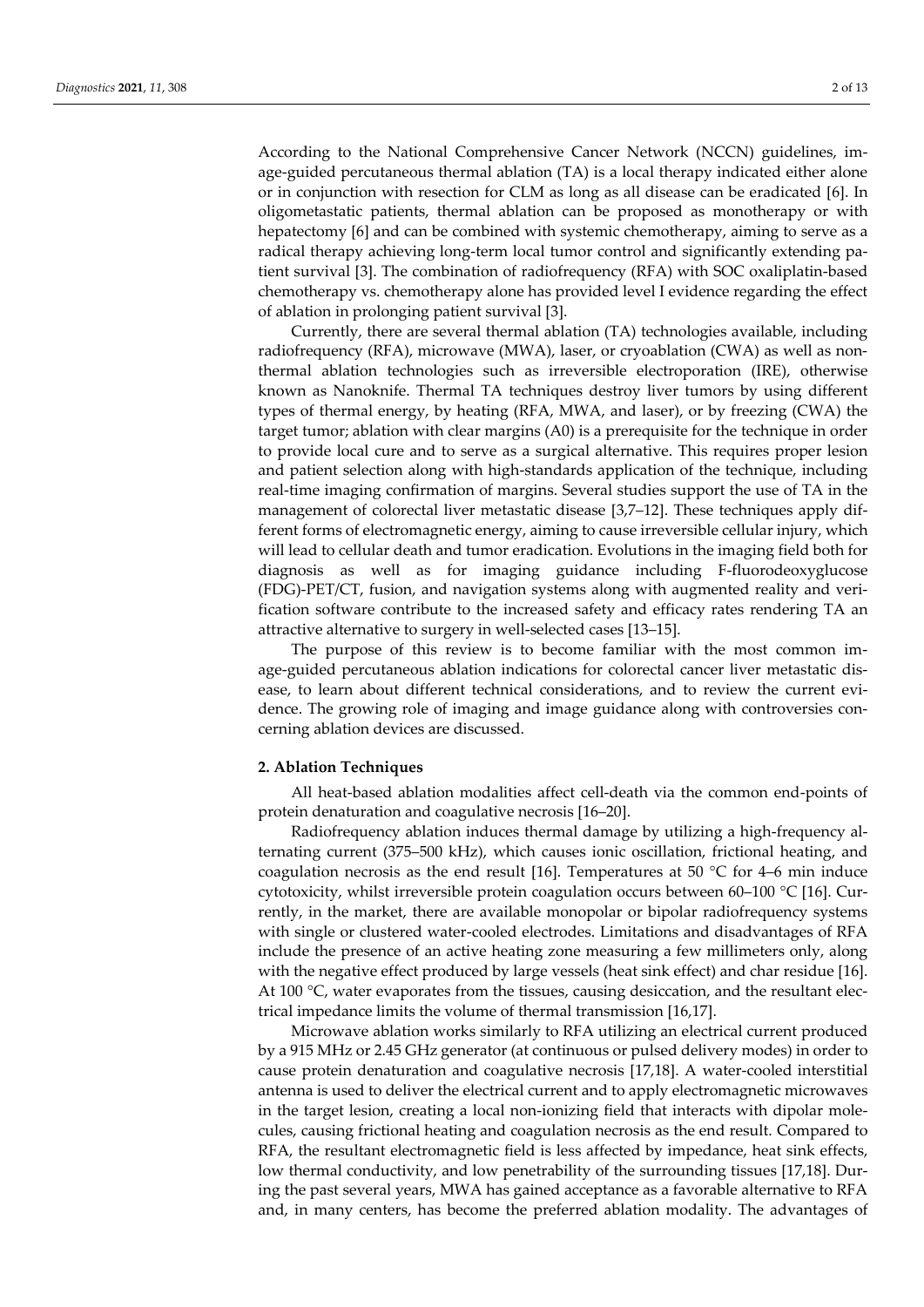According to the National Comprehensive Cancer Network (NCCN) guidelines, image-guided percutaneous thermal ablation (TA) is a local therapy indicated either alone or in conjunction with resection for CLM as long as all disease can be eradicated [6]. In oligometastatic patients, thermal ablation can be proposed as monotherapy or with hepatectomy [6] and can be combined with systemic chemotherapy, aiming to serve as a radical therapy achieving long-term local tumor control and significantly extending patient survival [3]. The combination of radiofrequency (RFA) with SOC oxaliplatin-based chemotherapy vs. chemotherapy alone has provided level I evidence regarding the effect of ablation in prolonging patient survival [3].

Currently, there are several thermal ablation (TA) technologies available, including radiofrequency (RFA), microwave (MWA), laser, or cryoablation (CWA) as well as non-thermal ablation technologies such as irreversible electroporation (IRE), otherwise known as Nanoknife. Thermal TA techniques destroy liver tumors by using different types of thermal energy, by heating (RFA, MWA, and laser), or by freezing (CWA) the target tumor; ablation with clear margins (A0) is a prerequisite for the technique in order to provide local cure and to serve as a surgical alternative. This requires proper lesion and patient selection along with high-standards application of the technique, including real-time imaging confirmation of margins. Several studies support the use of TA in the management of colorectal liver metastatic disease [3,7–12]. These techniques apply different forms of electromagnetic energy, aiming to cause irreversible cellular injury, which will lead to cellular death and tumor eradication. Evolutions in the imaging field both for diagnosis as well as for imaging guidance including F-fluorodeoxyglucose (FDG)-PET/CT, fusion, and navigation systems along with augmented reality and verification software contribute to the increased safety and efficacy rates rendering TA an attractive alternative to surgery in well-selected cases [13–15].

The purpose of this review is to become familiar with the most common image-guided percutaneous ablation indications for colorectal cancer liver metastatic disease, to learn about different technical considerations, and to review the current evidence. The growing role of imaging and image guidance along with controversies concerning ablation devices are discussed.

## 2. Ablation Techniques

All heat-based ablation modalities affect cell-death via the common end-points of protein denaturation and coagulative necrosis [16–20].

Radiofrequency ablation induces thermal damage by utilizing a high-frequency alternating current (375–500 kHz), which causes ionic oscillation, frictional heating, and coagulation necrosis as the end result [16]. Temperatures at 50 °C for 4–6 min induce cytotoxicity, whilst irreversible protein coagulation occurs between 60–100 °C [16]. Currently, in the market, there are available monopolar or bipolar radiofrequency systems with single or clustered water-cooled electrodes. Limitations and disadvantages of RFA include the presence of an active heating zone measuring a few millimeters only, along with the negative effect produced by large vessels (heat sink effect) and char residue [16]. At 100 °C, water evaporates from the tissues, causing desiccation, and the resultant electrical impedance limits the volume of thermal transmission [16,17].

Microwave ablation works similarly to RFA utilizing an electrical current produced by a 915 MHz or 2.45 GHz generator (at continuous or pulsed delivery modes) in order to cause protein denaturation and coagulative necrosis [17,18]. A water-cooled interstitial antenna is used to deliver the electrical current and to apply electromagnetic microwaves in the target lesion, creating a local non-ionizing field that interacts with dipolar molecules, causing frictional heating and coagulation necrosis as the end result. Compared to RFA, the resultant electromagnetic field is less affected by impedance, heat sink effects, low thermal conductivity, and low penetrability of the surrounding tissues [17,18]. During the past several years, MWA has gained acceptance as a favorable alternative to RFA and, in many centers, has become the preferred ablation modality. The advantages of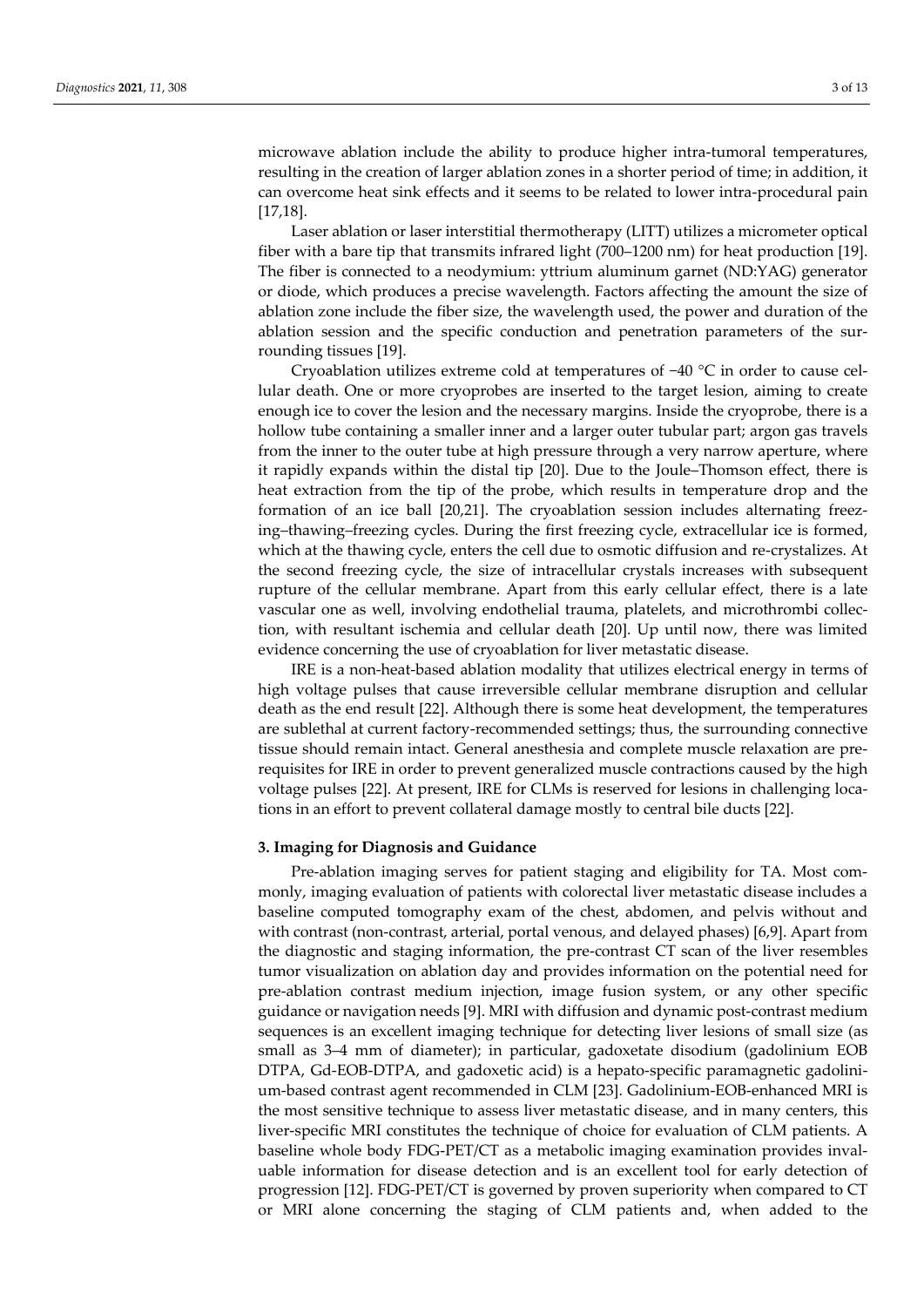microwave ablation include the ability to produce higher intra-tumoral temperatures, resulting in the creation of larger ablation zones in a shorter period of time; in addition, it can overcome heat sink effects and it seems to be related to lower intra-procedural pain [17,18].

Laser ablation or laser interstitial thermotherapy (LITT) utilizes a micrometer optical fiber with a bare tip that transmits infrared light (700–1200 nm) for heat production [19]. The fiber is connected to a neodymium: yttrium aluminum garnet (ND:YAG) generator or diode, which produces a precise wavelength. Factors affecting the amount the size of ablation zone include the fiber size, the wavelength used, the power and duration of the ablation session and the specific conduction and penetration parameters of the surrounding tissues [19].

Cryoablation utilizes extreme cold at temperatures of −40 °C in order to cause cellular death. One or more cryoprobes are inserted to the target lesion, aiming to create enough ice to cover the lesion and the necessary margins. Inside the cryoprobe, there is a hollow tube containing a smaller inner and a larger outer tubular part; argon gas travels from the inner to the outer tube at high pressure through a very narrow aperture, where it rapidly expands within the distal tip [20]. Due to the Joule–Thomson effect, there is heat extraction from the tip of the probe, which results in temperature drop and the formation of an ice ball [20,21]. The cryoablation session includes alternating freezing–thawing–freezing cycles. During the first freezing cycle, extracellular ice is formed, which at the thawing cycle, enters the cell due to osmotic diffusion and re-crystalizes. At the second freezing cycle, the size of intracellular crystals increases with subsequent rupture of the cellular membrane. Apart from this early cellular effect, there is a late vascular one as well, involving endothelial trauma, platelets, and microthrombi collection, with resultant ischemia and cellular death [20]. Up until now, there was limited evidence concerning the use of cryoablation for liver metastatic disease.

IRE is a non-heat-based ablation modality that utilizes electrical energy in terms of high voltage pulses that cause irreversible cellular membrane disruption and cellular death as the end result [22]. Although there is some heat development, the temperatures are sublethal at current factory-recommended settings; thus, the surrounding connective tissue should remain intact. General anesthesia and complete muscle relaxation are prerequisites for IRE in order to prevent generalized muscle contractions caused by the high voltage pulses [22]. At present, IRE for CLMs is reserved for lesions in challenging locations in an effort to prevent collateral damage mostly to central bile ducts [22].

## 3. Imaging for Diagnosis and Guidance

Pre-ablation imaging serves for patient staging and eligibility for TA. Most commonly, imaging evaluation of patients with colorectal liver metastatic disease includes a baseline computed tomography exam of the chest, abdomen, and pelvis without and with contrast (non-contrast, arterial, portal venous, and delayed phases) [6,9]. Apart from the diagnostic and staging information, the pre-contrast CT scan of the liver resembles tumor visualization on ablation day and provides information on the potential need for pre-ablation contrast medium injection, image fusion system, or any other specific guidance or navigation needs [9]. MRI with diffusion and dynamic post-contrast medium sequences is an excellent imaging technique for detecting liver lesions of small size (as small as 3–4 mm of diameter); in particular, gadoxetate disodium (gadolinium EOB DTPA, Gd-EOB-DTPA, and gadoxetic acid) is a hepato-specific paramagnetic gadolinium-based contrast agent recommended in CLM [23]. Gadolinium-EOB-enhanced MRI is the most sensitive technique to assess liver metastatic disease, and in many centers, this liver-specific MRI constitutes the technique of choice for evaluation of CLM patients. A baseline whole body FDG-PET/CT as a metabolic imaging examination provides invaluable information for disease detection and is an excellent tool for early detection of progression [12]. FDG-PET/CT is governed by proven superiority when compared to CT or MRI alone concerning the staging of CLM patients and, when added to the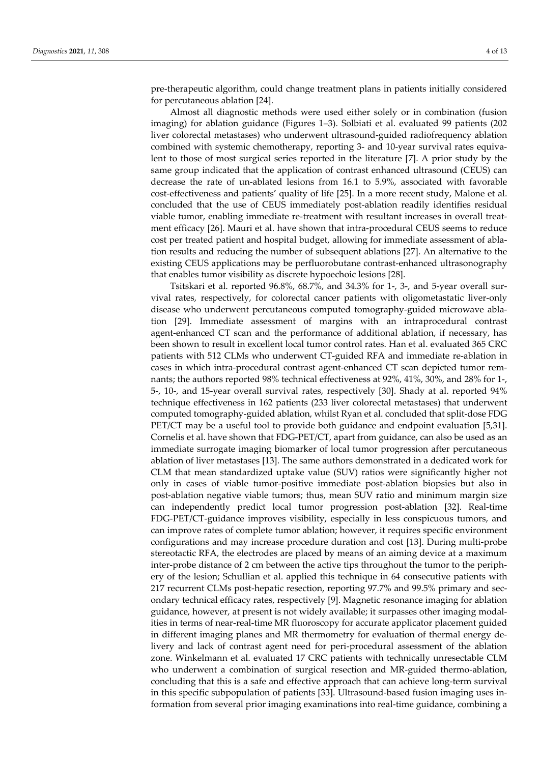pre-therapeutic algorithm, could change treatment plans in patients initially considered for percutaneous ablation [24].

Almost all diagnostic methods were used either solely or in combination (fusion imaging) for ablation guidance (Figures 1–3). Solbiati et al. evaluated 99 patients (202 liver colorectal metastases) who underwent ultrasound-guided radiofrequency ablation combined with systemic chemotherapy, reporting 3- and 10-year survival rates equivalent to those of most surgical series reported in the literature [7]. A prior study by the same group indicated that the application of contrast enhanced ultrasound (CEUS) can decrease the rate of un-ablated lesions from 16.1 to 5.9%, associated with favorable cost-effectiveness and patients' quality of life [25]. In a more recent study, Malone et al. concluded that the use of CEUS immediately post-ablation readily identifies residual viable tumor, enabling immediate re-treatment with resultant increases in overall treatment efficacy [26]. Mauri et al. have shown that intra-procedural CEUS seems to reduce cost per treated patient and hospital budget, allowing for immediate assessment of ablation results and reducing the number of subsequent ablations [27]. An alternative to the existing CEUS applications may be perfluorobutane contrast-enhanced ultrasonography that enables tumor visibility as discrete hypoechoic lesions [28].

Tsitskari et al. reported 96.8%, 68.7%, and 34.3% for 1-, 3-, and 5-year overall survival rates, respectively, for colorectal cancer patients with oligometastatic liver-only disease who underwent percutaneous computed tomography-guided microwave ablation [29]. Immediate assessment of margins with an intraprocedural contrast agent-enhanced CT scan and the performance of additional ablation, if necessary, has been shown to result in excellent local tumor control rates. Han et al. evaluated 365 CRC patients with 512 CLMs who underwent CT-guided RFA and immediate re-ablation in cases in which intra-procedural contrast agent-enhanced CT scan depicted tumor remnants; the authors reported 98% technical effectiveness at 92%, 41%, 30%, and 28% for 1-, 5-, 10-, and 15-year overall survival rates, respectively [30]. Shady at al. reported 94% technique effectiveness in 162 patients (233 liver colorectal metastases) that underwent computed tomography-guided ablation, whilst Ryan et al. concluded that split-dose FDG PET/CT may be a useful tool to provide both guidance and endpoint evaluation [5,31]. Cornelis et al. have shown that FDG-PET/CT, apart from guidance, can also be used as an immediate surrogate imaging biomarker of local tumor progression after percutaneous ablation of liver metastases [13]. The same authors demonstrated in a dedicated work for CLM that mean standardized uptake value (SUV) ratios were significantly higher not only in cases of viable tumor-positive immediate post-ablation biopsies but also in post-ablation negative viable tumors; thus, mean SUV ratio and minimum margin size can independently predict local tumor progression post-ablation [32]. Real-time FDG-PET/CT-guidance improves visibility, especially in less conspicuous tumors, and can improve rates of complete tumor ablation; however, it requires specific environment configurations and may increase procedure duration and cost [13]. During multi-probe stereotactic RFA, the electrodes are placed by means of an aiming device at a maximum inter-probe distance of 2 cm between the active tips throughout the tumor to the periphery of the lesion; Schullian et al. applied this technique in 64 consecutive patients with 217 recurrent CLMs post-hepatic resection, reporting 97.7% and 99.5% primary and secondary technical efficacy rates, respectively [9]. Magnetic resonance imaging for ablation guidance, however, at present is not widely available; it surpasses other imaging modalities in terms of near-real-time MR fluoroscopy for accurate applicator placement guided in different imaging planes and MR thermometry for evaluation of thermal energy delivery and lack of contrast agent need for peri-procedural assessment of the ablation zone. Winkelmann et al. evaluated 17 CRC patients with technically unresectable CLM who underwent a combination of surgical resection and MR-guided thermo-ablation, concluding that this is a safe and effective approach that can achieve long-term survival in this specific subpopulation of patients [33]. Ultrasound-based fusion imaging uses information from several prior imaging examinations into real-time guidance, combining a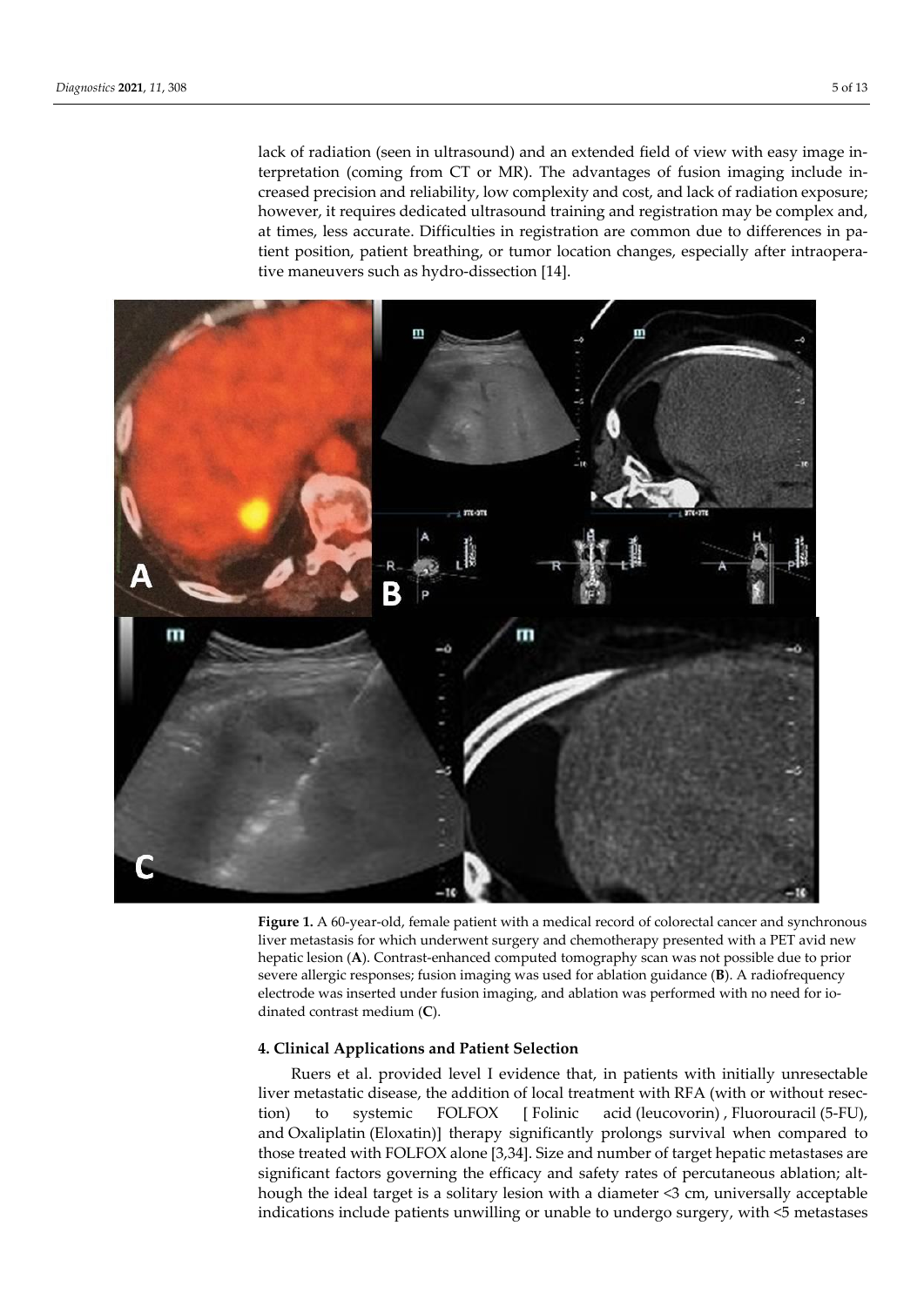lack of radiation (seen in ultrasound) and an extended field of view with easy image interpretation (coming from CT or MR). The advantages of fusion imaging include increased precision and reliability, low complexity and cost, and lack of radiation exposure; however, it requires dedicated ultrasound training and registration may be complex and, at times, less accurate. Difficulties in registration are common due to differences in patient position, patient breathing, or tumor location changes, especially after intraoperative maneuvers such as hydro-dissection [14].

**Figure 1.** A 60-year-old, female patient with a medical record of colorectal cancer and synchronous liver metastasis for which underwent surgery and chemotherapy presented with a PET avid new hepatic lesion (**A**). Contrast-enhanced computed tomography scan was not possible due to prior severe allergic responses; fusion imaging was used for ablation guidance (**B**). A radiofrequency electrode was inserted under fusion imaging, and ablation was performed with no need for iodinated contrast medium (**C**).

## 4. Clinical Applications and Patient Selection

Ruers et al. provided level I evidence that, in patients with initially unresectable liver metastatic disease, the addition of local treatment with RFA (with or without resection) to systemic FOLFOX [ Folinic acid (leucovorin) , Fluorouracil (5-FU), and Oxaliplatin (Eloxatin)] therapy significantly prolongs survival when compared to those treated with FOLFOX alone [3,34]. Size and number of target hepatic metastases are significant factors governing the efficacy and safety rates of percutaneous ablation; although the ideal target is a solitary lesion with a diameter <3 cm, universally acceptable indications include patients unwilling or unable to undergo surgery, with <5 metastases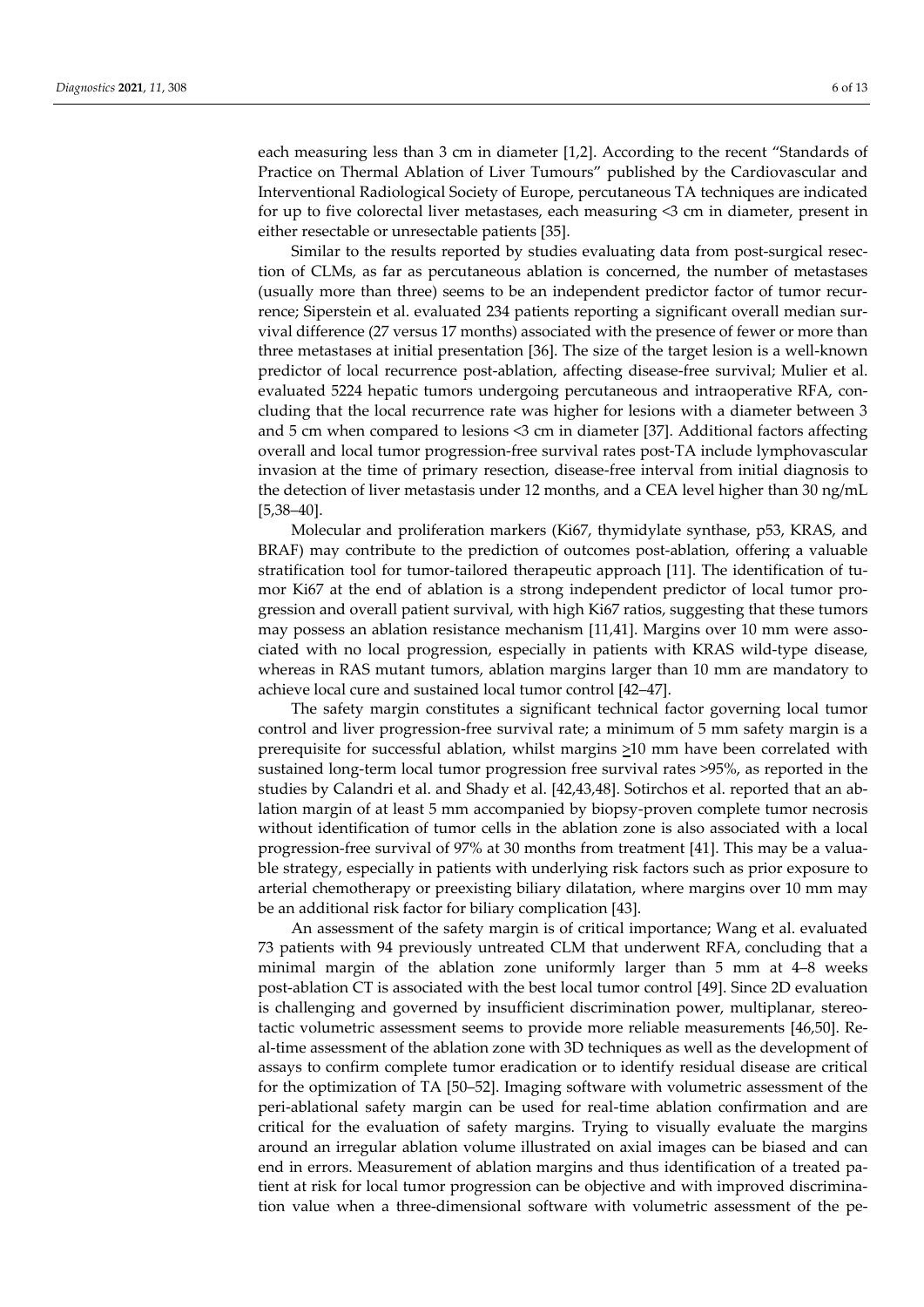each measuring less than 3 cm in diameter [1,2]. According to the recent "Standards of Practice on Thermal Ablation of Liver Tumours" published by the Cardiovascular and Interventional Radiological Society of Europe, percutaneous TA techniques are indicated for up to five colorectal liver metastases, each measuring <3 cm in diameter, present in either resectable or unresectable patients [35].

Similar to the results reported by studies evaluating data from post-surgical resection of CLMs, as far as percutaneous ablation is concerned, the number of metastases (usually more than three) seems to be an independent predictor factor of tumor recurrence; Siperstein et al. evaluated 234 patients reporting a significant overall median survival difference (27 versus 17 months) associated with the presence of fewer or more than three metastases at initial presentation [36]. The size of the target lesion is a well-known predictor of local recurrence post-ablation, affecting disease-free survival; Mulier et al. evaluated 5224 hepatic tumors undergoing percutaneous and intraoperative RFA, concluding that the local recurrence rate was higher for lesions with a diameter between 3 and 5 cm when compared to lesions <3 cm in diameter [37]. Additional factors affecting overall and local tumor progression-free survival rates post-TA include lymphovascular invasion at the time of primary resection, disease-free interval from initial diagnosis to the detection of liver metastasis under 12 months, and a CEA level higher than 30 ng/mL [5,38–40].

Molecular and proliferation markers (Ki67, thymidylate synthase, p53, KRAS, and BRAF) may contribute to the prediction of outcomes post-ablation, offering a valuable stratification tool for tumor-tailored therapeutic approach [11]. The identification of tumor Ki67 at the end of ablation is a strong independent predictor of local tumor progression and overall patient survival, with high Ki67 ratios, suggesting that these tumors may possess an ablation resistance mechanism [11,41]. Margins over 10 mm were associated with no local progression, especially in patients with KRAS wild-type disease, whereas in RAS mutant tumors, ablation margins larger than 10 mm are mandatory to achieve local cure and sustained local tumor control [42–47].

The safety margin constitutes a significant technical factor governing local tumor control and liver progression-free survival rate; a minimum of 5 mm safety margin is a prerequisite for successful ablation, whilst margins ≥10 mm have been correlated with sustained long-term local tumor progression free survival rates >95%, as reported in the studies by Calandri et al. and Shady et al. [42,43,48]. Sotirchos et al. reported that an ablation margin of at least 5 mm accompanied by biopsy-proven complete tumor necrosis without identification of tumor cells in the ablation zone is also associated with a local progression-free survival of 97% at 30 months from treatment [41]. This may be a valuable strategy, especially in patients with underlying risk factors such as prior exposure to arterial chemotherapy or preexisting biliary dilatation, where margins over 10 mm may be an additional risk factor for biliary complication [43].

An assessment of the safety margin is of critical importance; Wang et al. evaluated 73 patients with 94 previously untreated CLM that underwent RFA, concluding that a minimal margin of the ablation zone uniformly larger than 5 mm at 4–8 weeks post-ablation CT is associated with the best local tumor control [49]. Since 2D evaluation is challenging and governed by insufficient discrimination power, multiplanar, stereotactic volumetric assessment seems to provide more reliable measurements [46,50]. Real-time assessment of the ablation zone with 3D techniques as well as the development of assays to confirm complete tumor eradication or to identify residual disease are critical for the optimization of TA [50–52]. Imaging software with volumetric assessment of the peri-ablational safety margin can be used for real-time ablation confirmation and are critical for the evaluation of safety margins. Trying to visually evaluate the margins around an irregular ablation volume illustrated on axial images can be biased and can end in errors. Measurement of ablation margins and thus identification of a treated patient at risk for local tumor progression can be objective and with improved discrimination value when a three-dimensional software with volumetric assessment of the pe-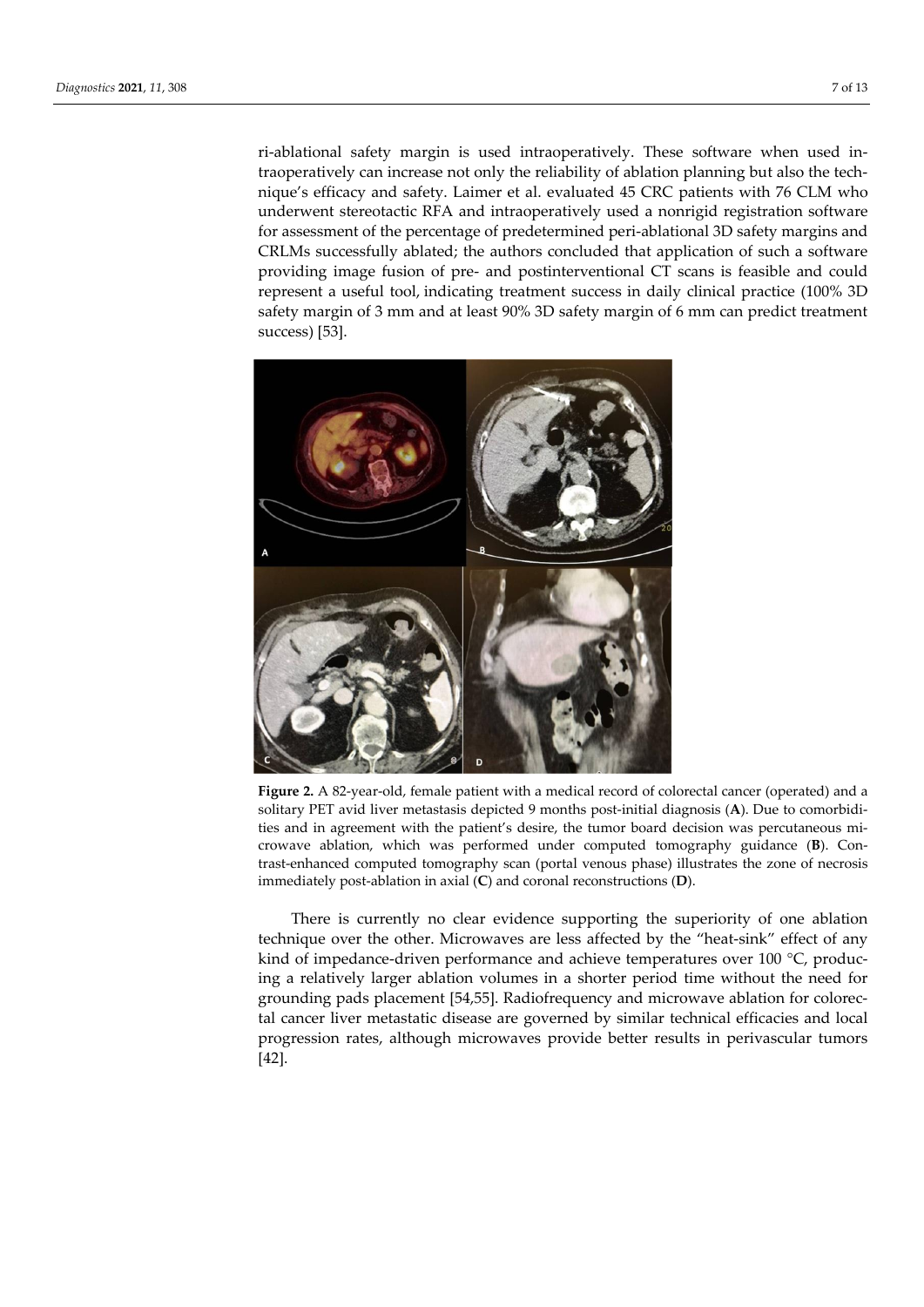ri-ablational safety margin is used intraoperatively. These software when used intraoperatively can increase not only the reliability of ablation planning but also the technique's efficacy and safety. Laimer et al. evaluated 45 CRC patients with 76 CLM who underwent stereotactic RFA and intraoperatively used a nonrigid registration software for assessment of the percentage of predetermined peri-ablational 3D safety margins and CRLMs successfully ablated; the authors concluded that application of such a software providing image fusion of pre- and postinterventional CT scans is feasible and could represent a useful tool, indicating treatment success in daily clinical practice (100% 3D safety margin of 3 mm and at least 90% 3D safety margin of 6 mm can predict treatment success) [53].

**Figure 2.** A 82-year-old, female patient with a medical record of colorectal cancer (operated) and a solitary PET avid liver metastasis depicted 9 months post-initial diagnosis (**A**). Due to comorbidities and in agreement with the patient's desire, the tumor board decision was percutaneous microwave ablation, which was performed under computed tomography guidance (**B**). Contrast-enhanced computed tomography scan (portal venous phase) illustrates the zone of necrosis immediately post-ablation in axial (**C**) and coronal reconstructions (**D**).

There is currently no clear evidence supporting the superiority of one ablation technique over the other. Microwaves are less affected by the "heat-sink" effect of any kind of impedance-driven performance and achieve temperatures over 100 °C, producing a relatively larger ablation volumes in a shorter period time without the need for grounding pads placement [54,55]. Radiofrequency and microwave ablation for colorectal cancer liver metastatic disease are governed by similar technical efficacies and local progression rates, although microwaves provide better results in perivascular tumors [42].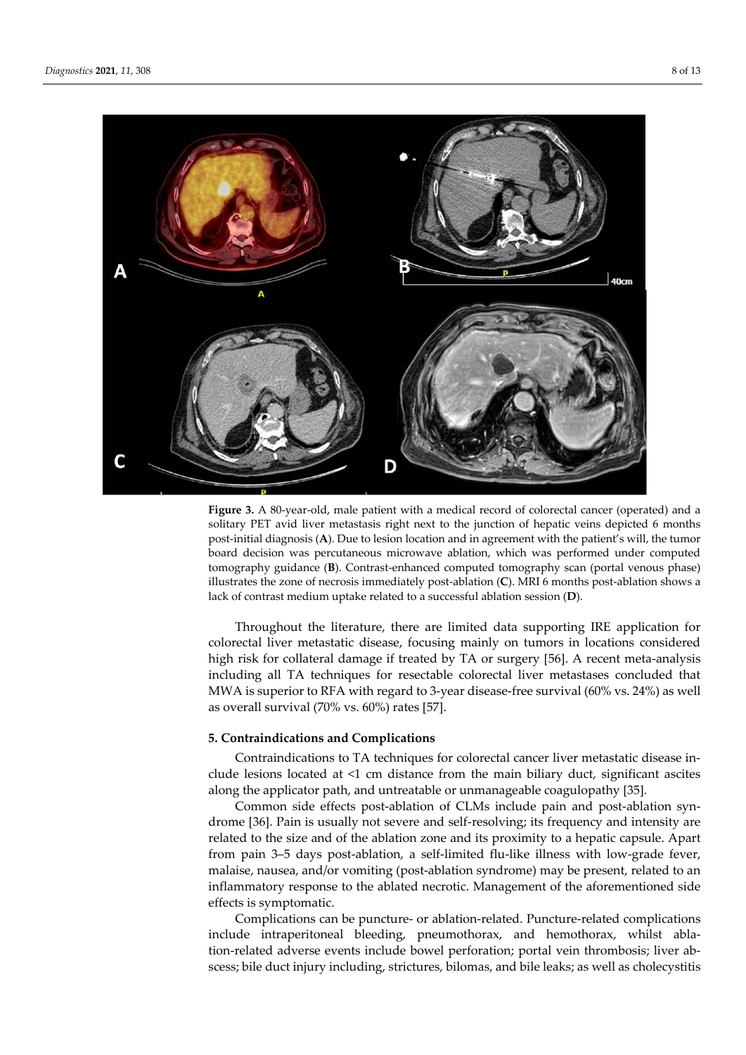**Figure 3.** A 80-year-old, male patient with a medical record of colorectal cancer (operated) and a solitary PET avid liver metastasis right next to the junction of hepatic veins depicted 6 months post-initial diagnosis (**A**). Due to lesion location and in agreement with the patient's will, the tumor board decision was percutaneous microwave ablation, which was performed under computed tomography guidance (**B**). Contrast-enhanced computed tomography scan (portal venous phase) illustrates the zone of necrosis immediately post-ablation (**C**). MRI 6 months post-ablation shows a lack of contrast medium uptake related to a successful ablation session (**D**).

Throughout the literature, there are limited data supporting IRE application for colorectal liver metastatic disease, focusing mainly on tumors in locations considered high risk for collateral damage if treated by TA or surgery [56]. A recent meta-analysis including all TA techniques for resectable colorectal liver metastases concluded that MWA is superior to RFA with regard to 3-year disease-free survival (60% vs. 24%) as well as overall survival (70% vs. 60%) rates [57].

## 5. Contraindications and Complications

Contraindications to TA techniques for colorectal cancer liver metastatic disease include lesions located at <1 cm distance from the main biliary duct, significant ascites along the applicator path, and untreatable or unmanageable coagulopathy [35].

Common side effects post-ablation of CLMs include pain and post-ablation syndrome [36]. Pain is usually not severe and self-resolving; its frequency and intensity are related to the size and of the ablation zone and its proximity to a hepatic capsule. Apart from pain 3–5 days post-ablation, a self-limited flu-like illness with low-grade fever, malaise, nausea, and/or vomiting (post-ablation syndrome) may be present, related to an inflammatory response to the ablated necrotic. Management of the aforementioned side effects is symptomatic.

Complications can be puncture- or ablation-related. Puncture-related complications include intraperitoneal bleeding, pneumothorax, and hemothorax, whilst ablation-related adverse events include bowel perforation; portal vein thrombosis; liver abscess; bile duct injury including, strictures, bilomas, and bile leaks; as well as cholecystitis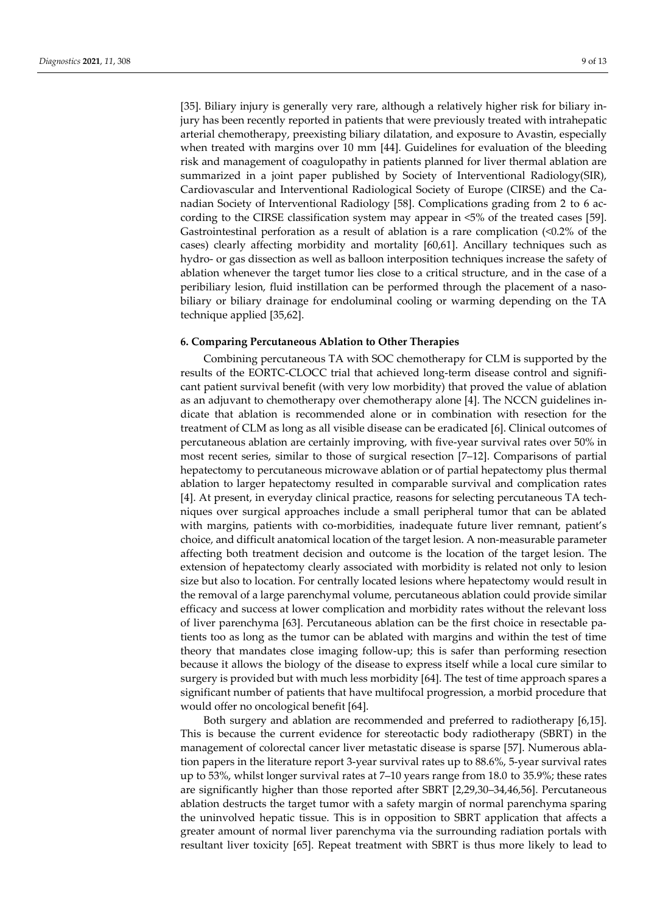[35]. Biliary injury is generally very rare, although a relatively higher risk for biliary injury has been recently reported in patients that were previously treated with intrahepatic arterial chemotherapy, preexisting biliary dilatation, and exposure to Avastin, especially when treated with margins over 10 mm [44]. Guidelines for evaluation of the bleeding risk and management of coagulopathy in patients planned for liver thermal ablation are summarized in a joint paper published by Society of Interventional Radiology(SIR), Cardiovascular and Interventional Radiological Society of Europe (CIRSE) and the Canadian Society of Interventional Radiology [58]. Complications grading from 2 to 6 according to the CIRSE classification system may appear in <5% of the treated cases [59]. Gastrointestinal perforation as a result of ablation is a rare complication (<0.2% of the cases) clearly affecting morbidity and mortality [60,61]. Ancillary techniques such as hydro- or gas dissection as well as balloon interposition techniques increase the safety of ablation whenever the target tumor lies close to a critical structure, and in the case of a peribiliary lesion, fluid instillation can be performed through the placement of a nasobiliary or biliary drainage for endoluminal cooling or warming depending on the TA technique applied [35,62].

## 6. Comparing Percutaneous Ablation to Other Therapies

Combining percutaneous TA with SOC chemotherapy for CLM is supported by the results of the EORTC-CLOCC trial that achieved long-term disease control and significant patient survival benefit (with very low morbidity) that proved the value of ablation as an adjuvant to chemotherapy over chemotherapy alone [4]. The NCCN guidelines indicate that ablation is recommended alone or in combination with resection for the treatment of CLM as long as all visible disease can be eradicated [6]. Clinical outcomes of percutaneous ablation are certainly improving, with five-year survival rates over 50% in most recent series, similar to those of surgical resection [7–12]. Comparisons of partial hepatectomy to percutaneous microwave ablation or of partial hepatectomy plus thermal ablation to larger hepatectomy resulted in comparable survival and complication rates [4]. At present, in everyday clinical practice, reasons for selecting percutaneous TA techniques over surgical approaches include a small peripheral tumor that can be ablated with margins, patients with co-morbidities, inadequate future liver remnant, patient's choice, and difficult anatomical location of the target lesion. A non-measurable parameter affecting both treatment decision and outcome is the location of the target lesion. The extension of hepatectomy clearly associated with morbidity is related not only to lesion size but also to location. For centrally located lesions where hepatectomy would result in the removal of a large parenchymal volume, percutaneous ablation could provide similar efficacy and success at lower complication and morbidity rates without the relevant loss of liver parenchyma [63]. Percutaneous ablation can be the first choice in resectable patients too as long as the tumor can be ablated with margins and within the test of time theory that mandates close imaging follow-up; this is safer than performing resection because it allows the biology of the disease to express itself while a local cure similar to surgery is provided but with much less morbidity [64]. The test of time approach spares a significant number of patients that have multifocal progression, a morbid procedure that would offer no oncological benefit [64].

Both surgery and ablation are recommended and preferred to radiotherapy [6,15]. This is because the current evidence for stereotactic body radiotherapy (SBRT) in the management of colorectal cancer liver metastatic disease is sparse [57]. Numerous ablation papers in the literature report 3-year survival rates up to 88.6%, 5-year survival rates up to 53%, whilst longer survival rates at 7–10 years range from 18.0 to 35.9%; these rates are significantly higher than those reported after SBRT [2,29,30–34,46,56]. Percutaneous ablation destructs the target tumor with a safety margin of normal parenchyma sparing the uninvolved hepatic tissue. This is in opposition to SBRT application that affects a greater amount of normal liver parenchyma via the surrounding radiation portals with resultant liver toxicity [65]. Repeat treatment with SBRT is thus more likely to lead to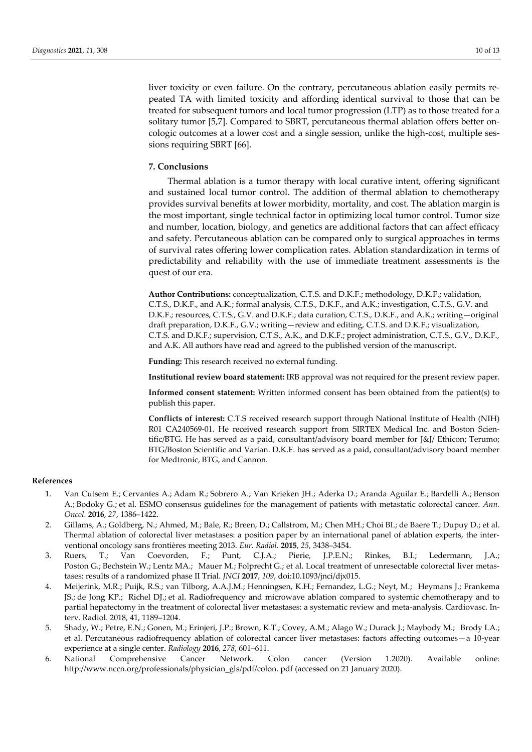liver toxicity or even failure. On the contrary, percutaneous ablation easily permits repeated TA with limited toxicity and affording identical survival to those that can be treated for subsequent tumors and local tumor progression (LTP) as to those treated for a solitary tumor [5,7]. Compared to SBRT, percutaneous thermal ablation offers better oncologic outcomes at a lower cost and a single session, unlike the high-cost, multiple sessions requiring SBRT [66].

## 7. Conclusions

Thermal ablation is a tumor therapy with local curative intent, offering significant and sustained local tumor control. The addition of thermal ablation to chemotherapy provides survival benefits at lower morbidity, mortality, and cost. The ablation margin is the most important, single technical factor in optimizing local tumor control. Tumor size and number, location, biology, and genetics are additional factors that can affect efficacy and safety. Percutaneous ablation can be compared only to surgical approaches in terms of survival rates offering lower complication rates. Ablation standardization in terms of predictability and reliability with the use of immediate treatment assessments is the quest of our era.

**Author Contributions:** conceptualization, C.T.S. and D.K.F.; methodology, D.K.F.; validation, C.T.S., D.K.F., and A.K.; formal analysis, C.T.S., D.K.F., and A.K.; investigation, C.T.S., G.V. and D.K.F.; resources, C.T.S., G.V. and D.K.F.; data curation, C.T.S., D.K.F., and A.K.; writing—original draft preparation, D.K.F., G.V.; writing—review and editing, C.T.S. and D.K.F.; visualization, C.T.S. and D.K.F.; supervision, C.T.S., A.K., and D.K.F.; project administration, C.T.S., G.V., D.K.F., and A.K. All authors have read and agreed to the published version of the manuscript.

**Funding:** This research received no external funding.

**Institutional review board statement:** IRB approval was not required for the present review paper.

**Informed consent statement:** Written informed consent has been obtained from the patient(s) to publish this paper.

**Conflicts of interest:** C.T.S received research support through National Institute of Health (NIH) R01 CA240569-01. He received research support from SIRTEX Medical Inc. and Boston Scientific/BTG. He has served as a paid, consultant/advisory board member for J&J/ Ethicon; Terumo; BTG/Boston Scientific and Varian. D.K.F. has served as a paid, consultant/advisory board member for Medtronic, BTG, and Cannon.

## References

1. Van Cutsem E.; Cervantes A.; Adam R.; Sobrero A.; Van Krieken JH.; Aderka D.; Aranda Aguilar E.; Bardelli A.; Benson A.; Bodoky G.; et al. ESMO consensus guidelines for the management of patients with metastatic colorectal cancer. *Ann. Oncol.* **2016**, *27*, 1386–1422.
2. Gillams, A.; Goldberg, N.; Ahmed, M.; Bale, R.; Breen, D.; Callstrom, M.; Chen MH.; Choi BI.; de Baere T.; Dupuy D.; et al. Thermal ablation of colorectal liver metastases: a position paper by an international panel of ablation experts, the interventional oncology sans frontières meeting 2013. *Eur. Radiol.* **2015**, *25*, 3438–3454.
3. Ruers, T.; Van Coevorden, F.; Punt, C.J.A.; Pierie, J.P.E.N.; Rinkes, B.I.; Ledermann, J.A.; Poston G.; Bechstein W.; Lentz MA.; Mauer M.; Folprecht G.; et al. Local treatment of unresectable colorectal liver metastases: results of a randomized phase II Trial. *JNCI* **2017**, *109*, doi:10.1093/jnci/djx015.
4. Meijerink, M.R.; Puijk, R.S.; van Tilborg, A.A.J.M.; Henningsen, K.H.; Fernandez, L.G.; Neyt, M.; Heymans J.; Frankema JS.; de Jong KP.; Richel DJ.; et al. Radiofrequency and microwave ablation compared to systemic chemotherapy and to partial hepatectomy in the treatment of colorectal liver metastases: a systematic review and meta-analysis. Cardiovasc. Interv. Radiol. 2018, 41, 1189–1204.
5. Shady, W.; Petre, E.N.; Gonen, M.; Erinjeri, J.P.; Brown, K.T.; Covey, A.M.; Alago W.; Durack J.; Maybody M.; Brody LA.; et al. Percutaneous radiofrequency ablation of colorectal cancer liver metastases: factors affecting outcomes—a 10-year experience at a single center. *Radiology* **2016**, *278*, 601–611.
6. National Comprehensive Cancer Network. Colon cancer (Version 1.2020). Available online: http://www.nccn.org/professionals/physician_gls/pdf/colon. pdf (accessed on 21 January 2020).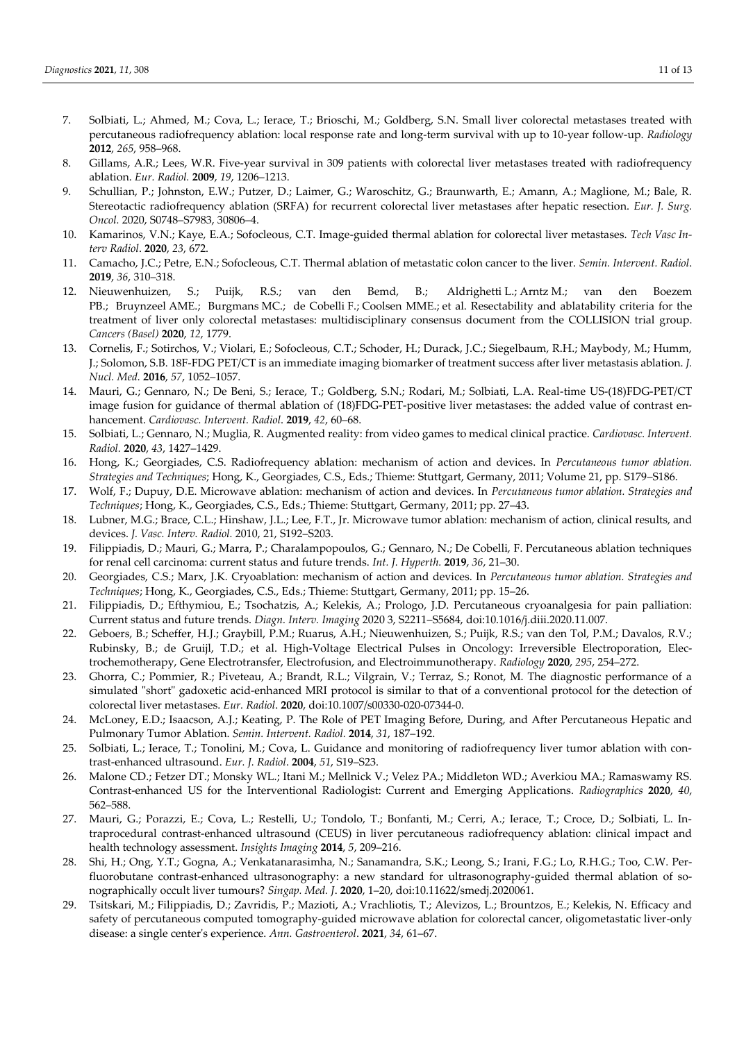7. Solbiati, L.; Ahmed, M.; Cova, L.; Ierace, T.; Brioschi, M.; Goldberg, S.N. Small liver colorectal metastases treated with percutaneous radiofrequency ablation: local response rate and long-term survival with up to 10-year follow-up. *Radiology* **2012**, *265*, 958–968.
8. Gillams, A.R.; Lees, W.R. Five-year survival in 309 patients with colorectal liver metastases treated with radiofrequency ablation. *Eur. Radiol.* **2009**, *19*, 1206–1213.
9. Schullian, P.; Johnston, E.W.; Putzer, D.; Laimer, G.; Waroschitz, G.; Braunwarth, E.; Amann, A.; Maglione, M.; Bale, R. Stereotactic radiofrequency ablation (SRFA) for recurrent colorectal liver metastases after hepatic resection. *Eur. J. Surg. Oncol.* 2020, S0748–S7983, 30806–4.
10. Kamarinos, V.N.; Kaye, E.A.; Sofocleous, C.T. Image-guided thermal ablation for colorectal liver metastases. *Tech Vasc Interv Radiol*. **2020**, *23*, 672.
11. Camacho, J.C.; Petre, E.N.; Sofocleous, C.T. Thermal ablation of metastatic colon cancer to the liver. *Semin. Intervent. Radiol*. **2019**, *36*, 310–318.
12. Nieuwenhuizen, S.; Puijk, R.S.; van den Bemd, B.; Aldrighetti L.; Arntz M.; van den Boezem PB.; Bruynzeel AME.; Burgmans MC.; de Cobelli F.; Coolsen MME.; et al. Resectability and ablatability criteria for the treatment of liver only colorectal metastases: multidisciplinary consensus document from the COLLISION trial group. *Cancers (Basel)* **2020**, *12*, 1779.
13. Cornelis, F.; Sotirchos, V.; Violari, E.; Sofocleous, C.T.; Schoder, H.; Durack, J.C.; Siegelbaum, R.H.; Maybody, M.; Humm, J.; Solomon, S.B. 18F-FDG PET/CT is an immediate imaging biomarker of treatment success after liver metastasis ablation. *J. Nucl. Med.* **2016**, *57*, 1052–1057.
14. Mauri, G.; Gennaro, N.; De Beni, S.; Ierace, T.; Goldberg, S.N.; Rodari, M.; Solbiati, L.A. Real-time US-(18)FDG-PET/CT image fusion for guidance of thermal ablation of (18)FDG-PET-positive liver metastases: the added value of contrast enhancement. *Cardiovasc. Intervent. Radiol*. **2019**, *42*, 60–68.
15. Solbiati, L.; Gennaro, N.; Muglia, R. Augmented reality: from video games to medical clinical practice. *Cardiovasc. Intervent. Radiol.* **2020**, *43*, 1427–1429.
16. Hong, K.; Georgiades, C.S. Radiofrequency ablation: mechanism of action and devices. In *Percutaneous tumor ablation. Strategies and Techniques*; Hong, K., Georgiades, C.S., Eds.; Thieme: Stuttgart, Germany, 2011; Volume 21, pp. S179–S186.
17. Wolf, F.; Dupuy, D.E. Microwave ablation: mechanism of action and devices. In *Percutaneous tumor ablation. Strategies and Techniques*; Hong, K., Georgiades, C.S., Eds.; Thieme: Stuttgart, Germany, 2011; pp. 27–43.
18. Lubner, M.G.; Brace, C.L.; Hinshaw, J.L.; Lee, F.T., Jr. Microwave tumor ablation: mechanism of action, clinical results, and devices. *J. Vasc. Interv. Radiol.* 2010, 21, S192–S203.
19. Filippiadis, D.; Mauri, G.; Marra, P.; Charalampopoulos, G.; Gennaro, N.; De Cobelli, F. Percutaneous ablation techniques for renal cell carcinoma: current status and future trends. *Int. J. Hyperth.* **2019**, *36*, 21–30.
20. Georgiades, C.S.; Marx, J.K. Cryoablation: mechanism of action and devices. In *Percutaneous tumor ablation. Strategies and Techniques*; Hong, K., Georgiades, C.S., Eds.; Thieme: Stuttgart, Germany, 2011; pp. 15–26.
21. Filippiadis, D.; Efthymiou, E.; Tsochatzis, A.; Kelekis, A.; Prologo, J.D. Percutaneous cryoanalgesia for pain palliation: Current status and future trends. *Diagn. Interv. Imaging* 2020 3, S2211–S5684, doi:10.1016/j.diii.2020.11.007.
22. Geboers, B.; Scheffer, H.J.; Graybill, P.M.; Ruarus, A.H.; Nieuwenhuizen, S.; Puijk, R.S.; van den Tol, P.M.; Davalos, R.V.; Rubinsky, B.; de Gruijl, T.D.; et al. High-Voltage Electrical Pulses in Oncology: Irreversible Electroporation, Electrochemotherapy, Gene Electrotransfer, Electrofusion, and Electroimmunotherapy. *Radiology* **2020**, *295*, 254–272.
23. Ghorra, C.; Pommier, R.; Piveteau, A.; Brandt, R.L.; Vilgrain, V.; Terraz, S.; Ronot, M. The diagnostic performance of a simulated "short" gadoxetic acid-enhanced MRI protocol is similar to that of a conventional protocol for the detection of colorectal liver metastases. *Eur. Radiol*. **2020**, doi:10.1007/s00330-020-07344-0.
24. McLoney, E.D.; Isaacson, A.J.; Keating, P. The Role of PET Imaging Before, During, and After Percutaneous Hepatic and Pulmonary Tumor Ablation. *Semin. Intervent. Radiol.* **2014**, *31*, 187–192.
25. Solbiati, L.; Ierace, T.; Tonolini, M.; Cova, L. Guidance and monitoring of radiofrequency liver tumor ablation with contrast-enhanced ultrasound. *Eur. J. Radiol*. **2004**, *51*, S19–S23.
26. Malone CD.; Fetzer DT.; Monsky WL.; Itani M.; Mellnick V.; Velez PA.; Middleton WD.; Averkiou MA.; Ramaswamy RS. Contrast-enhanced US for the Interventional Radiologist: Current and Emerging Applications. *Radiographics* **2020**, *40*, 562–588.
27. Mauri, G.; Porazzi, E.; Cova, L.; Restelli, U.; Tondolo, T.; Bonfanti, M.; Cerri, A.; Ierace, T.; Croce, D.; Solbiati, L. Intraprocedural contrast-enhanced ultrasound (CEUS) in liver percutaneous radiofrequency ablation: clinical impact and health technology assessment. *Insights Imaging* **2014**, *5*, 209–216.
28. Shi, H.; Ong, Y.T.; Gogna, A.; Venkatanarasimha, N.; Sanamandra, S.K.; Leong, S.; Irani, F.G.; Lo, R.H.G.; Too, C.W. Perfluorobutane contrast-enhanced ultrasonography: a new standard for ultrasonography-guided thermal ablation of sonographically occult liver tumours? *Singap. Med. J*. **2020**, 1–20, doi:10.11622/smedj.2020061.
29. Tsitskari, M.; Filippiadis, D.; Zavridis, P.; Mazioti, A.; Vrachliotis, T.; Alevizos, L.; Brountzos, E.; Kelekis, N. Efficacy and safety of percutaneous computed tomography-guided microwave ablation for colorectal cancer, oligometastatic liver-only disease: a single center's experience. *Ann. Gastroenterol*. **2021**, *34*, 61–67.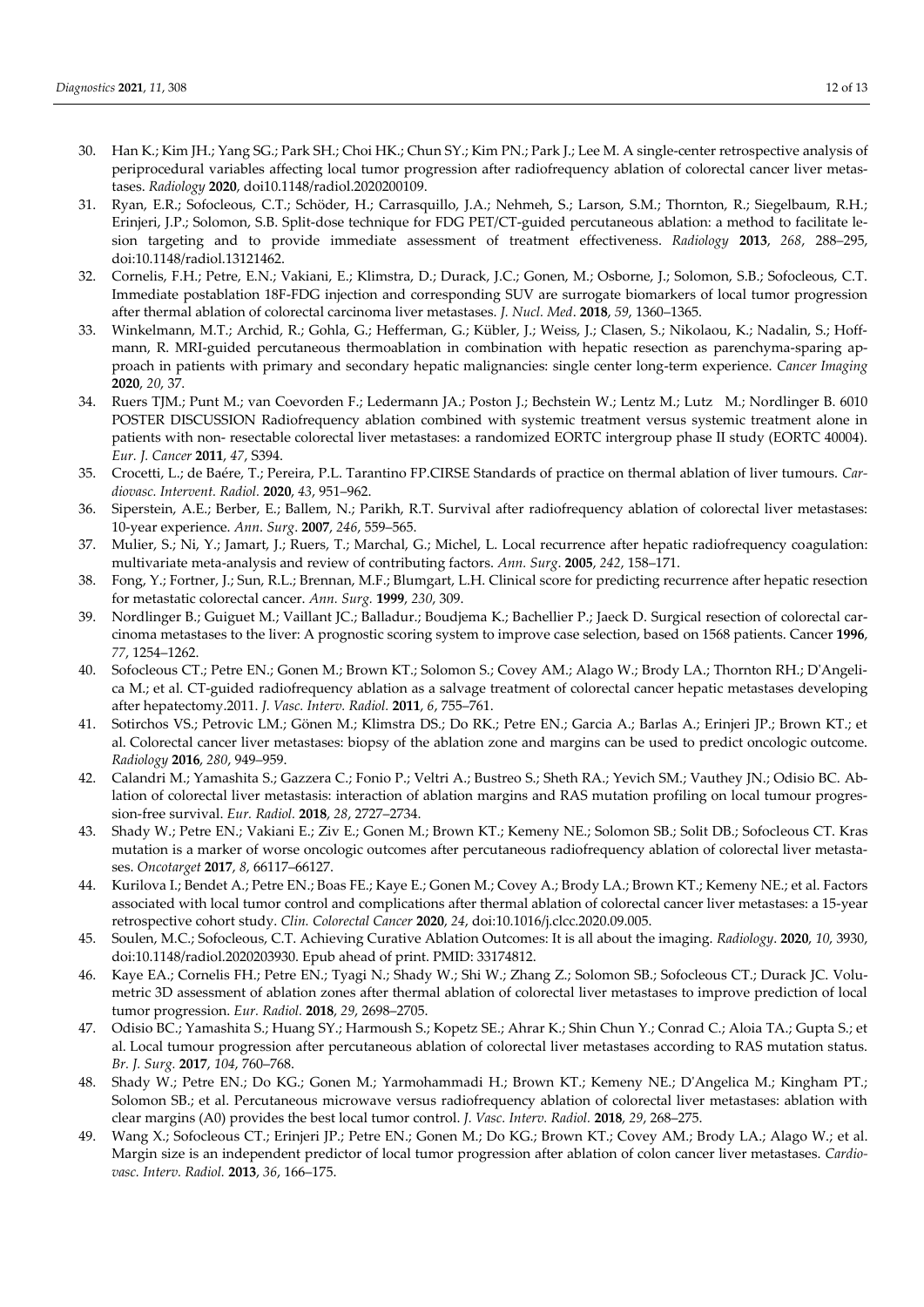30. Han K.; Kim JH.; Yang SG.; Park SH.; Choi HK.; Chun SY.; Kim PN.; Park J.; Lee M. A single-center retrospective analysis of periprocedural variables affecting local tumor progression after radiofrequency ablation of colorectal cancer liver metastases. *Radiology* **2020**, doi10.1148/radiol.2020200109.
31. Ryan, E.R.; Sofocleous, C.T.; Schöder, H.; Carrasquillo, J.A.; Nehmeh, S.; Larson, S.M.; Thornton, R.; Siegelbaum, R.H.; Erinjeri, J.P.; Solomon, S.B. Split-dose technique for FDG PET/CT-guided percutaneous ablation: a method to facilitate lesion targeting and to provide immediate assessment of treatment effectiveness. *Radiology* **2013**, *268*, 288–295, doi:10.1148/radiol.13121462.
32. Cornelis, F.H.; Petre, E.N.; Vakiani, E.; Klimstra, D.; Durack, J.C.; Gonen, M.; Osborne, J.; Solomon, S.B.; Sofocleous, C.T. Immediate postablation 18F-FDG injection and corresponding SUV are surrogate biomarkers of local tumor progression after thermal ablation of colorectal carcinoma liver metastases. *J. Nucl. Med*. **2018**, *59*, 1360–1365.
33. Winkelmann, M.T.; Archid, R.; Gohla, G.; Hefferman, G.; Kübler, J.; Weiss, J.; Clasen, S.; Nikolaou, K.; Nadalin, S.; Hoffmann, R. MRI-guided percutaneous thermoablation in combination with hepatic resection as parenchyma-sparing approach in patients with primary and secondary hepatic malignancies: single center long-term experience. *Cancer Imaging* **2020**, *20*, 37.
34. Ruers TJM.; Punt M.; van Coevorden F.; Ledermann JA.; Poston J.; Bechstein W.; Lentz M.; Lutz M.; Nordlinger B. 6010 POSTER DISCUSSION Radiofrequency ablation combined with systemic treatment versus systemic treatment alone in patients with non- resectable colorectal liver metastases: a randomized EORTC intergroup phase II study (EORTC 40004). *Eur. J. Cancer* **2011**, *47*, S394.
35. Crocetti, L.; de Baére, T.; Pereira, P.L. Tarantino FP.CIRSE Standards of practice on thermal ablation of liver tumours. *Cardiovasc. Intervent. Radiol.* **2020**, *43*, 951–962.
36. Siperstein, A.E.; Berber, E.; Ballem, N.; Parikh, R.T. Survival after radiofrequency ablation of colorectal liver metastases: 10-year experience. *Ann. Surg*. **2007**, *246*, 559–565.
37. Mulier, S.; Ni, Y.; Jamart, J.; Ruers, T.; Marchal, G.; Michel, L. Local recurrence after hepatic radiofrequency coagulation: multivariate meta-analysis and review of contributing factors. *Ann. Surg*. **2005**, *242*, 158–171.
38. Fong, Y.; Fortner, J.; Sun, R.L.; Brennan, M.F.; Blumgart, L.H. Clinical score for predicting recurrence after hepatic resection for metastatic colorectal cancer. *Ann. Surg.* **1999**, *230*, 309.
39. Nordlinger B.; Guiguet M.; Vaillant JC.; Balladur.; Boudjema K.; Bachellier P.; Jaeck D. Surgical resection of colorectal carcinoma metastases to the liver: A prognostic scoring system to improve case selection, based on 1568 patients. Cancer **1996**, *77*, 1254–1262.
40. Sofocleous CT.; Petre EN.; Gonen M.; Brown KT.; Solomon S.; Covey AM.; Alago W.; Brody LA.; Thornton RH.; D'Angelica M.; et al. CT-guided radiofrequency ablation as a salvage treatment of colorectal cancer hepatic metastases developing after hepatectomy.2011. *J. Vasc. Interv. Radiol.* **2011**, *6*, 755–761.
41. Sotirchos VS.; Petrovic LM.; Gönen M.; Klimstra DS.; Do RK.; Petre EN.; Garcia A.; Barlas A.; Erinjeri JP.; Brown KT.; et al. Colorectal cancer liver metastases: biopsy of the ablation zone and margins can be used to predict oncologic outcome. *Radiology* **2016**, *280*, 949–959.
42. Calandri M.; Yamashita S.; Gazzera C.; Fonio P.; Veltri A.; Bustreo S.; Sheth RA.; Yevich SM.; Vauthey JN.; Odisio BC. Ablation of colorectal liver metastasis: interaction of ablation margins and RAS mutation profiling on local tumour progression-free survival. *Eur. Radiol.* **2018**, *28*, 2727–2734.
43. Shady W.; Petre EN.; Vakiani E.; Ziv E.; Gonen M.; Brown KT.; Kemeny NE.; Solomon SB.; Solit DB.; Sofocleous CT. Kras mutation is a marker of worse oncologic outcomes after percutaneous radiofrequency ablation of colorectal liver metastases. *Oncotarget* **2017**, *8*, 66117–66127.
44. Kurilova I.; Bendet A.; Petre EN.; Boas FE.; Kaye E.; Gonen M.; Covey A.; Brody LA.; Brown KT.; Kemeny NE.; et al. Factors associated with local tumor control and complications after thermal ablation of colorectal cancer liver metastases: a 15-year retrospective cohort study. *Clin. Colorectal Cancer* **2020**, *24*, doi:10.1016/j.clcc.2020.09.005.
45. Soulen, M.C.; Sofocleous, C.T. Achieving Curative Ablation Outcomes: It is all about the imaging. *Radiology*. **2020**, *10*, 3930, doi:10.1148/radiol.2020203930. Epub ahead of print. PMID: 33174812.
46. Kaye EA.; Cornelis FH.; Petre EN.; Tyagi N.; Shady W.; Shi W.; Zhang Z.; Solomon SB.; Sofocleous CT.; Durack JC. Volumetric 3D assessment of ablation zones after thermal ablation of colorectal liver metastases to improve prediction of local tumor progression. *Eur. Radiol.* **2018**, *29*, 2698–2705.
47. Odisio BC.; Yamashita S.; Huang SY.; Harmoush S.; Kopetz SE.; Ahrar K.; Shin Chun Y.; Conrad C.; Aloia TA.; Gupta S.; et al. Local tumour progression after percutaneous ablation of colorectal liver metastases according to RAS mutation status. *Br. J. Surg.* **2017**, *104*, 760–768.
48. Shady W.; Petre EN.; Do KG.; Gonen M.; Yarmohammadi H.; Brown KT.; Kemeny NE.; D'Angelica M.; Kingham PT.; Solomon SB.; et al. Percutaneous microwave versus radiofrequency ablation of colorectal liver metastases: ablation with clear margins (A0) provides the best local tumor control. *J. Vasc. Interv. Radiol.* **2018**, *29*, 268–275.
49. Wang X.; Sofocleous CT.; Erinjeri JP.; Petre EN.; Gonen M.; Do KG.; Brown KT.; Covey AM.; Brody LA.; Alago W.; et al. Margin size is an independent predictor of local tumor progression after ablation of colon cancer liver metastases. *Cardiovasc. Interv. Radiol.* **2013**, *36*, 166–175.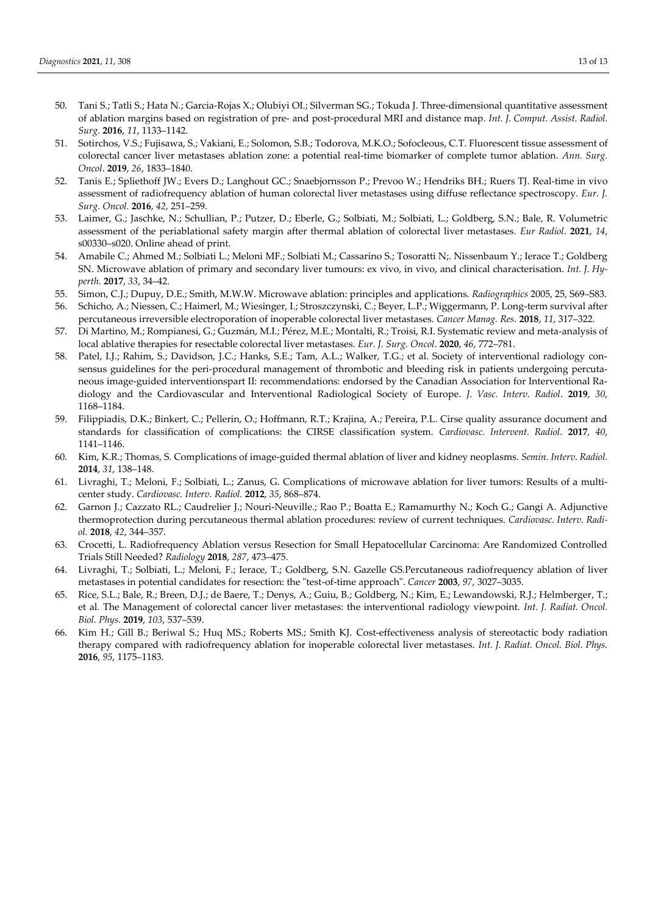50. Tani S.; Tatli S.; Hata N.; Garcia-Rojas X.; Olubiyi OI.; Silverman SG.; Tokuda J. Three-dimensional quantitative assessment of ablation margins based on registration of pre- and post-procedural MRI and distance map. *Int. J. Comput. Assist. Radiol. Surg.* **2016**, *11*, 1133–1142.
51. Sotirchos, V.S.; Fujisawa, S.; Vakiani, E.; Solomon, S.B.; Todorova, M.K.O.; Sofocleous, C.T. Fluorescent tissue assessment of colorectal cancer liver metastases ablation zone: a potential real-time biomarker of complete tumor ablation. *Ann. Surg. Oncol.* **2019**, *26*, 1833–1840.
52. Tanis E.; Spliethoff JW.; Evers D.; Langhout GC.; Snaebjornsson P.; Prevoo W.; Hendriks BH.; Ruers TJ. Real-time in vivo assessment of radiofrequency ablation of human colorectal liver metastases using diffuse reflectance spectroscopy. *Eur. J. Surg. Oncol.* **2016**, *42*, 251–259.
53. Laimer, G.; Jaschke, N.; Schullian, P.; Putzer, D.; Eberle, G.; Solbiati, M.; Solbiati, L.; Goldberg, S.N.; Bale, R. Volumetric assessment of the periablational safety margin after thermal ablation of colorectal liver metastases. *Eur Radiol*. **2021**, *14*, s00330–s020. Online ahead of print.
54. Amabile C.; Ahmed M.; Solbiati L.; Meloni MF.; Solbiati M.; Cassarino S.; Tosoratti N;. Nissenbaum Y.; Ierace T.; Goldberg SN. Microwave ablation of primary and secondary liver tumours: ex vivo, in vivo, and clinical characterisation. *Int. J. Hyperth.* **2017**, *33*, 34–42.
55. Simon, C.J.; Dupuy, D.E.; Smith, M.W.W. Microwave ablation: principles and applications. *Radiographics* 2005, 25, S69–S83.
56. Schicho, A.; Niessen, C.; Haimerl, M.; Wiesinger, I.; Stroszczynski, C.; Beyer, L.P.; Wiggermann, P. Long-term survival after percutaneous irreversible electroporation of inoperable colorectal liver metastases. *Cancer Manag. Res*. **2018**, *11*, 317–322.
57. Di Martino, M.; Rompianesi, G.; Guzmán, M.I.; Pérez, M.E.; Montalti, R.; Troisi, R.I. Systematic review and meta-analysis of local ablative therapies for resectable colorectal liver metastases. *Eur. J. Surg. Oncol*. **2020**, *46*, 772–781.
58. Patel, I.J.; Rahim, S.; Davidson, J.C.; Hanks, S.E.; Tam, A.L.; Walker, T.G.; et al. Society of interventional radiology consensus guidelines for the peri-procedural management of thrombotic and bleeding risk in patients undergoing percutaneous image-guided interventionspart II: recommendations: endorsed by the Canadian Association for Interventional Radiology and the Cardiovascular and Interventional Radiological Society of Europe. *J. Vasc. Interv. Radiol*. **2019**, *30*, 1168–1184.
59. Filippiadis, D.K.; Binkert, C.; Pellerin, O.; Hoffmann, R.T.; Krajina, A.; Pereira, P.L. Cirse quality assurance document and standards for classification of complications: the CIRSE classification system. *Cardiovasc. Intervent. Radiol*. **2017**, *40*, 1141–1146.
60. Kim, K.R.; Thomas, S. Complications of image-guided thermal ablation of liver and kidney neoplasms. *Semin. Interv. Radiol.* **2014**, *31*, 138–148.
61. Livraghi, T.; Meloni, F.; Solbiati, L.; Zanus, G. Complications of microwave ablation for liver tumors: Results of a multicenter study. *Cardiovasc. Interv. Radiol.* **2012**, *35*, 868–874.
62. Garnon J.; Cazzato RL.; Caudrelier J.; Nouri-Neuville.; Rao P.; Boatta E.; Ramamurthy N.; Koch G.; Gangi A. Adjunctive thermoprotection during percutaneous thermal ablation procedures: review of current techniques. *Cardiovasc. Interv. Radiol.* **2018**, *42*, 344–357.
63. Crocetti, L. Radiofrequency Ablation versus Resection for Small Hepatocellular Carcinoma: Are Randomized Controlled Trials Still Needed? *Radiology* **2018**, *287*, 473–475.
64. Livraghi, T.; Solbiati, L.; Meloni, F.; Ierace, T.; Goldberg, S.N. Gazelle GS.Percutaneous radiofrequency ablation of liver metastases in potential candidates for resection: the "test-of-time approach". *Cancer* **2003**, *97*, 3027–3035.
65. Rice, S.L.; Bale, R.; Breen, D.J.; de Baere, T.; Denys, A.; Guiu, B.; Goldberg, N.; Kim, E.; Lewandowski, R.J.; Helmberger, T.; et al. The Management of colorectal cancer liver metastases: the interventional radiology viewpoint. *Int. J. Radiat. Oncol. Biol. Phys.* **2019**, *103*, 537–539.
66. Kim H.; Gill B.; Beriwal S.; Huq MS.; Roberts MS.; Smith KJ. Cost-effectiveness analysis of stereotactic body radiation therapy compared with radiofrequency ablation for inoperable colorectal liver metastases. *Int. J. Radiat. Oncol. Biol. Phys.* **2016**, *95*, 1175–1183.